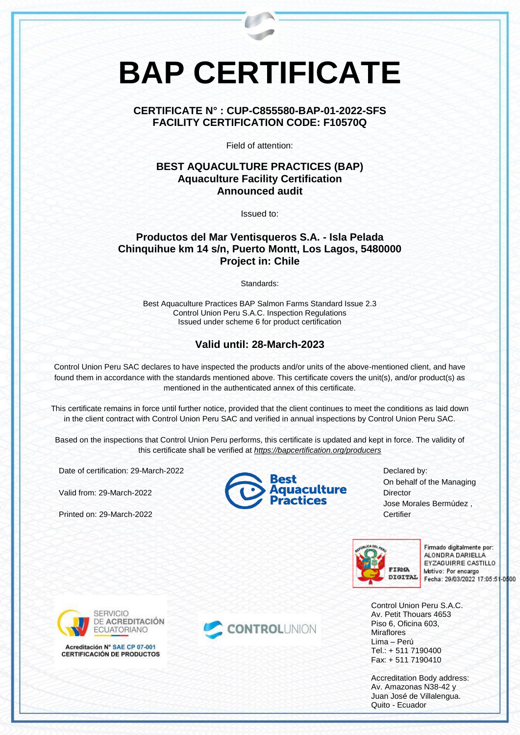# BAP CERTIFICATE

**CERTIFICATE N° : CUP-C855580-BAP-01-2022-SFS**
**FACILITY CERTIFICATION CODE: F10570Q**

Field of attention:

**BEST AQUACULTURE PRACTICES (BAP)**
**Aquaculture Facility Certification**
**Announced audit**

Issued to:

**Productos del Mar Ventisqueros S.A. - Isla Pelada**
**Chinquihue km 14 s/n, Puerto Montt, Los Lagos, 5480000**
**Project in: Chile**

Standards:

Best Aquaculture Practices BAP Salmon Farms Standard Issue 2.3
Control Union Peru S.A.C. Inspection Regulations
Issued under scheme 6 for product certification

## Valid until: 28-March-2023

Control Union Peru SAC declares to have inspected the products and/or units of the above-mentioned client, and have found them in accordance with the standards mentioned above. This certificate covers the unit(s), and/or product(s) as mentioned in the authenticated annex of this certificate.

This certificate remains in force until further notice, provided that the client continues to meet the conditions as laid down in the client contract with Control Union Peru SAC and verified in annual inspections by Control Union Peru SAC.

Based on the inspections that Control Union Peru performs, this certificate is updated and kept in force. The validity of this certificate shall be verified at *https://bapcertification.org/producers*

Date of certification: 29-March-2022

Valid from: 29-March-2022

Printed on: 29-March-2022

Best Aquaculture Practices

Declared by:
On behalf of the Managing Director
Jose Morales Bermúdez ,
Certifier

FIRMA DIGITAL
Firmado digitalmente por:
ALONDRA DARIELLA EYZAGUIRRE CASTILLO
Motivo: Por encargo
Fecha: 29/03/2022 17:05:51-0500

SERVICIO DE ACREDITACIÓN ECUATORIANO
Acreditación N° SAE CP 07-001
CERTIFICACIÓN DE PRODUCTOS

CONTROLUNION

Control Union Peru S.A.C.
Av. Petit Thouars 4653
Piso 6, Oficina 603,
Miraflores
Lima – Perú
Tel.: + 511 7190400
Fax: + 511 7190410

Accreditation Body address:
Av. Amazonas N38-42 y
Juan José de Villalengua.
Quito - Ecuador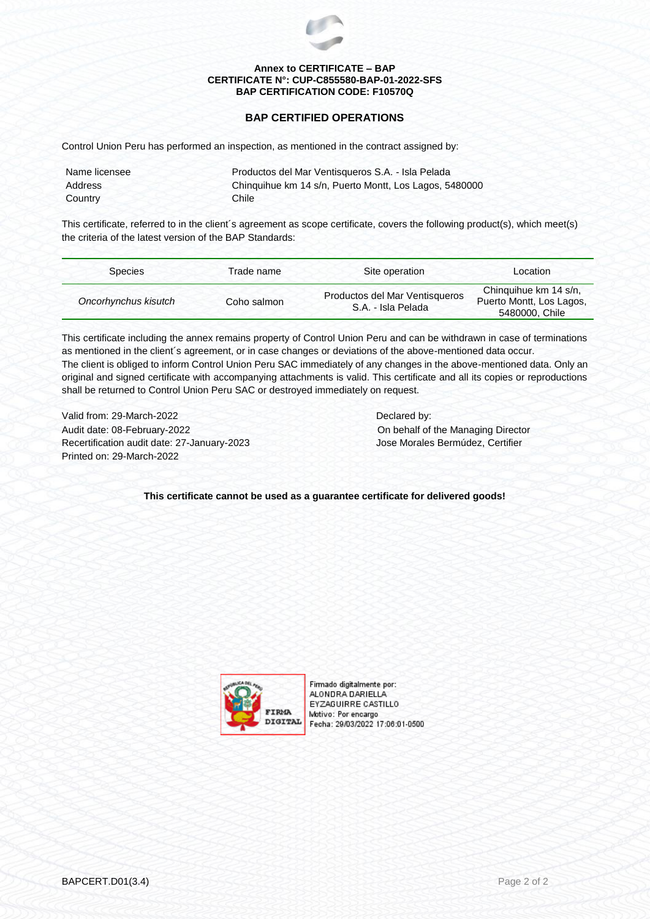**Annex to CERTIFICATE – BAP**
**CERTIFICATE N°: CUP-C855580-BAP-01-2022-SFS**
**BAP CERTIFICATION CODE: F10570Q**

## BAP CERTIFIED OPERATIONS

Control Union Peru has performed an inspection, as mentioned in the contract assigned by:

| | |
|---|---|
| Name licensee | Productos del Mar Ventisqueros S.A. - Isla Pelada |
| Address | Chinquihue km 14 s/n, Puerto Montt, Los Lagos, 5480000 |
| Country | Chile |

This certificate, referred to in the client´s agreement as scope certificate, covers the following product(s), which meet(s) the criteria of the latest version of the BAP Standards:

| Species | Trade name | Site operation | Location |
|---|---|---|---|
| *Oncorhynchus kisutch* | Coho salmon | Productos del Mar Ventisqueros S.A. - Isla Pelada | Chinquihue km 14 s/n, Puerto Montt, Los Lagos, 5480000, Chile |

This certificate including the annex remains property of Control Union Peru and can be withdrawn in case of terminations as mentioned in the client´s agreement, or in case changes or deviations of the above-mentioned data occur.
The client is obliged to inform Control Union Peru SAC immediately of any changes in the above-mentioned data. Only an original and signed certificate with accompanying attachments is valid. This certificate and all its copies or reproductions shall be returned to Control Union Peru SAC or destroyed immediately on request.

Valid from: 29-March-2022
Audit date: 08-February-2022
Recertification audit date: 27-January-2023
Printed on: 29-March-2022

Declared by:
On behalf of the Managing Director
Jose Morales Bermúdez, Certifier

**This certificate cannot be used as a guarantee certificate for delivered goods!**

FIRMA DIGITAL
Firmado digitalmente por:
ALONDRA DARIELLA
EYZAGUIRRE CASTILLO
Motivo: Por encargo
Fecha: 29/03/2022 17:06:01-0500

BAPCERT.D01(3.4)